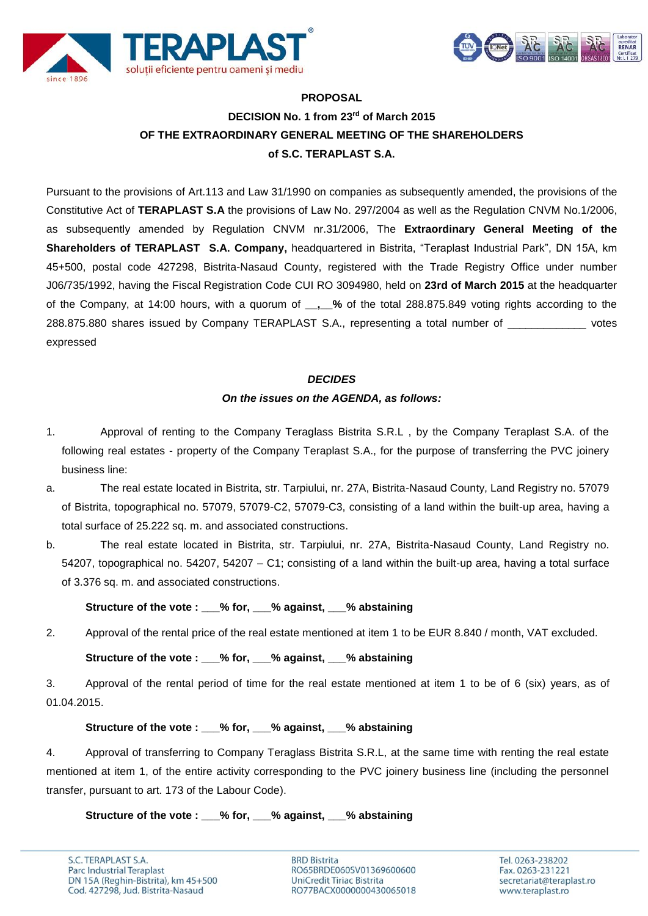**PROPOSAL**

**DECISION No. 1 from 23rd of March 2015**

**OF THE EXTRAORDINARY GENERAL MEETING OF THE SHAREHOLDERS**

**of S.C. TERAPLAST S.A.**

Pursuant to the provisions of Art.113 and Law 31/1990 on companies as subsequently amended, the provisions of the Constitutive Act of **TERAPLAST S.A** the provisions of Law No. 297/2004 as well as the Regulation CNVM No.1/2006, as subsequently amended by Regulation CNVM nr.31/2006, The **Extraordinary General Meeting of the Shareholders of TERAPLAST S.A. Company,** headquartered in Bistrita, "Teraplast Industrial Park", DN 15A, km 45+500, postal code 427298, Bistrita-Nasaud County, registered with the Trade Registry Office under number J06/735/1992, having the Fiscal Registration Code CUI RO 3094980, held on **23rd of March 2015** at the headquarter of the Company, at 14:00 hours, with a quorum of **__,__%** of the total 288.875.849 voting rights according to the 288.875.880 shares issued by Company TERAPLAST S.A., representing a total number of _____________ votes expressed

***DECIDES***

***On the issues on the AGENDA, as follows:***

1. Approval of renting to the Company Teraglass Bistrita S.R.L , by the Company Teraplast S.A. of the following real estates - property of the Company Teraplast S.A., for the purpose of transferring the PVC joinery business line:

a. The real estate located in Bistrita, str. Tarpiului, nr. 27A, Bistrita-Nasaud County, Land Registry no. 57079 of Bistrita, topographical no. 57079, 57079-C2, 57079-C3, consisting of a land within the built-up area, having a total surface of 25.222 sq. m. and associated constructions.

b. The real estate located in Bistrita, str. Tarpiului, nr. 27A, Bistrita-Nasaud County, Land Registry no. 54207, topographical no. 54207, 54207 – C1; consisting of a land within the built-up area, having a total surface of 3.376 sq. m. and associated constructions.

**Structure of the vote : ___% for, ___% against, ___% abstaining**

2. Approval of the rental price of the real estate mentioned at item 1 to be EUR 8.840 / month, VAT excluded.

**Structure of the vote : ___% for, ___% against, ___% abstaining**

3. Approval of the rental period of time for the real estate mentioned at item 1 to be of 6 (six) years, as of 01.04.2015.

**Structure of the vote : ___% for, ___% against, ___% abstaining**

4. Approval of transferring to Company Teraglass Bistrita S.R.L, at the same time with renting the real estate mentioned at item 1, of the entire activity corresponding to the PVC joinery business line (including the personnel transfer, pursuant to art. 173 of the Labour Code).

**Structure of the vote : ___% for, ___% against, ___% abstaining**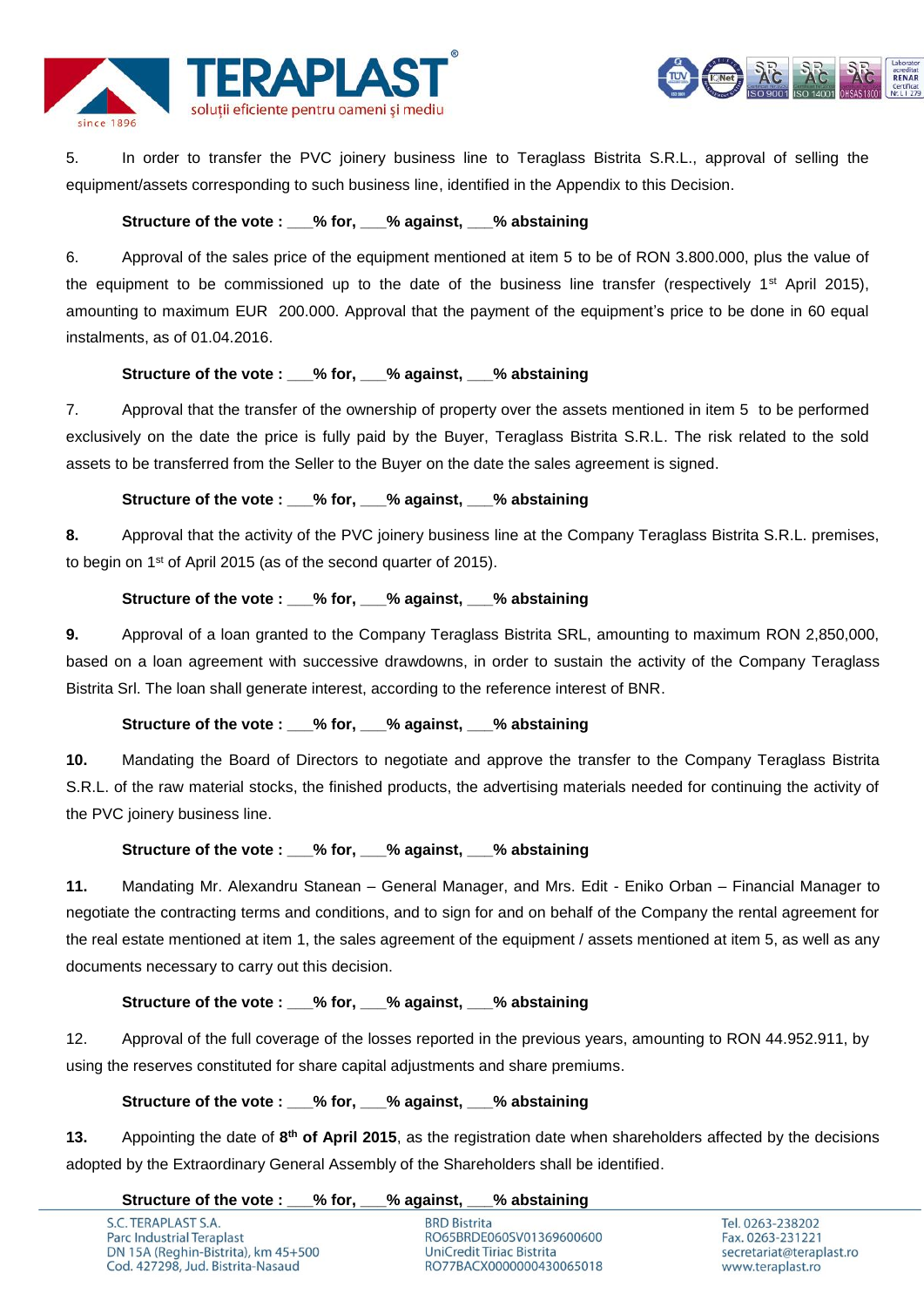5. In order to transfer the PVC joinery business line to Teraglass Bistrita S.R.L., approval of selling the equipment/assets corresponding to such business line, identified in the Appendix to this Decision.

**Structure of the vote : ___% for, ___% against, ___% abstaining**

6. Approval of the sales price of the equipment mentioned at item 5 to be of RON 3.800.000, plus the value of the equipment to be commissioned up to the date of the business line transfer (respectively 1st April 2015), amounting to maximum EUR 200.000. Approval that the payment of the equipment's price to be done in 60 equal instalments, as of 01.04.2016.

**Structure of the vote : ___% for, ___% against, ___% abstaining**

7. Approval that the transfer of the ownership of property over the assets mentioned in item 5 to be performed exclusively on the date the price is fully paid by the Buyer, Teraglass Bistrita S.R.L. The risk related to the sold assets to be transferred from the Seller to the Buyer on the date the sales agreement is signed.

**Structure of the vote : ___% for, ___% against, ___% abstaining**

**8.** Approval that the activity of the PVC joinery business line at the Company Teraglass Bistrita S.R.L. premises, to begin on 1st of April 2015 (as of the second quarter of 2015).

**Structure of the vote : ___% for, ___% against, ___% abstaining**

**9.** Approval of a loan granted to the Company Teraglass Bistrita SRL, amounting to maximum RON 2,850,000, based on a loan agreement with successive drawdowns, in order to sustain the activity of the Company Teraglass Bistrita Srl. The loan shall generate interest, according to the reference interest of BNR.

**Structure of the vote : ___% for, ___% against, ___% abstaining**

**10.** Mandating the Board of Directors to negotiate and approve the transfer to the Company Teraglass Bistrita S.R.L. of the raw material stocks, the finished products, the advertising materials needed for continuing the activity of the PVC joinery business line.

**Structure of the vote : ___% for, ___% against, ___% abstaining**

**11.** Mandating Mr. Alexandru Stanean – General Manager, and Mrs. Edit - Eniko Orban – Financial Manager to negotiate the contracting terms and conditions, and to sign for and on behalf of the Company the rental agreement for the real estate mentioned at item 1, the sales agreement of the equipment / assets mentioned at item 5, as well as any documents necessary to carry out this decision.

**Structure of the vote : ___% for, ___% against, ___% abstaining**

12. Approval of the full coverage of the losses reported in the previous years, amounting to RON 44.952.911, by using the reserves constituted for share capital adjustments and share premiums.

**Structure of the vote : ___% for, ___% against, ___% abstaining**

**13.** Appointing the date of **8th of April 2015**, as the registration date when shareholders affected by the decisions adopted by the Extraordinary General Assembly of the Shareholders shall be identified.

**Structure of the vote : ___% for, ___% against, ___% abstaining**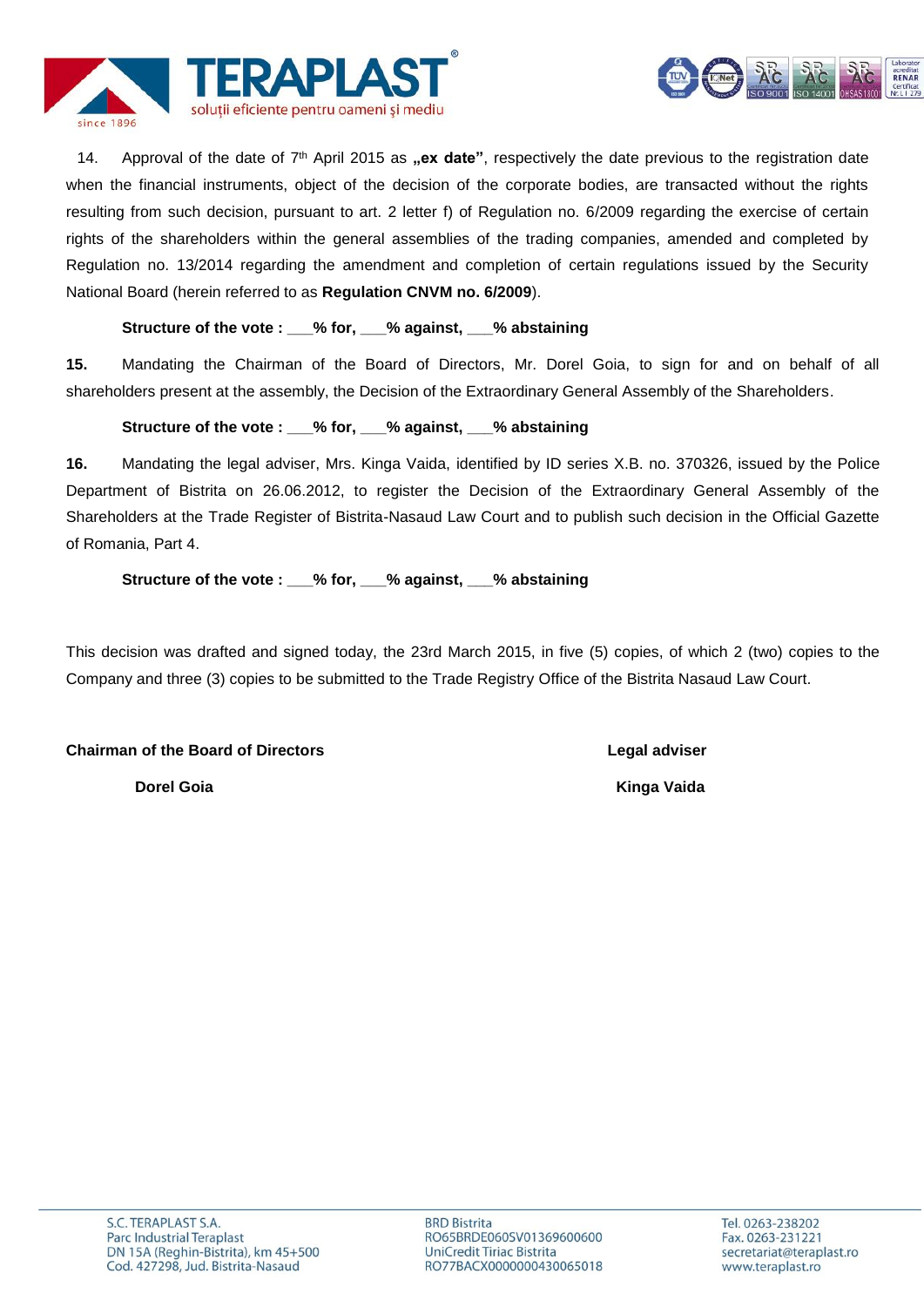14. Approval of the date of 7th April 2015 as **„ex date"**, respectively the date previous to the registration date when the financial instruments, object of the decision of the corporate bodies, are transacted without the rights resulting from such decision, pursuant to art. 2 letter f) of Regulation no. 6/2009 regarding the exercise of certain rights of the shareholders within the general assemblies of the trading companies, amended and completed by Regulation no. 13/2014 regarding the amendment and completion of certain regulations issued by the Security National Board (herein referred to as **Regulation CNVM no. 6/2009**).

**Structure of the vote : ___% for, ___% against, ___% abstaining**

**15.** Mandating the Chairman of the Board of Directors, Mr. Dorel Goia, to sign for and on behalf of all shareholders present at the assembly, the Decision of the Extraordinary General Assembly of the Shareholders.

**Structure of the vote : ___% for, ___% against, ___% abstaining**

**16.** Mandating the legal adviser, Mrs. Kinga Vaida, identified by ID series X.B. no. 370326, issued by the Police Department of Bistrita on 26.06.2012, to register the Decision of the Extraordinary General Assembly of the Shareholders at the Trade Register of Bistrita-Nasaud Law Court and to publish such decision in the Official Gazette of Romania, Part 4.

**Structure of the vote : ___% for, ___% against, ___% abstaining**

This decision was drafted and signed today, the 23rd March 2015, in five (5) copies, of which 2 (two) copies to the Company and three (3) copies to be submitted to the Trade Registry Office of the Bistrita Nasaud Law Court.

**Chairman of the Board of Directors**

**Dorel Goia**

**Legal adviser**

**Kinga Vaida**